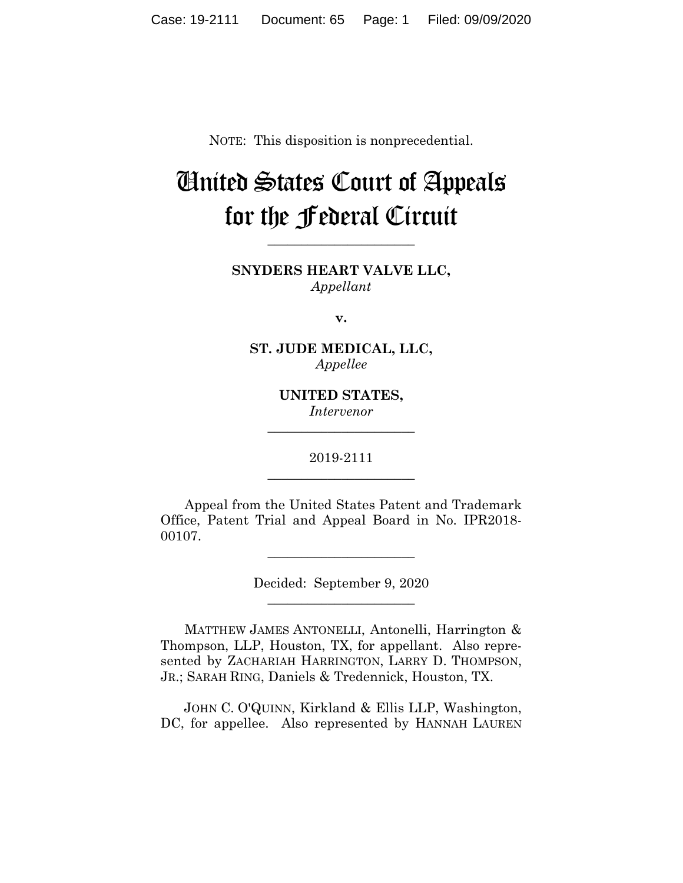NOTE: This disposition is nonprecedential.

# United States Court of Appeals for the Federal Circuit

______________________

**SNYDERS HEART VALVE LLC,**
*Appellant*

**v.**

**ST. JUDE MEDICAL, LLC,**
*Appellee*

**UNITED STATES,**
*Intervenor*

______________________

2019-2111

______________________

Appeal from the United States Patent and Trademark Office, Patent Trial and Appeal Board in No. IPR2018-00107.

______________________

Decided: September 9, 2020

______________________

MATTHEW JAMES ANTONELLI, Antonelli, Harrington & Thompson, LLP, Houston, TX, for appellant. Also represented by ZACHARIAH HARRINGTON, LARRY D. THOMPSON, JR.; SARAH RING, Daniels & Tredennick, Houston, TX.

JOHN C. O'QUINN, Kirkland & Ellis LLP, Washington, DC, for appellee. Also represented by HANNAH LAUREN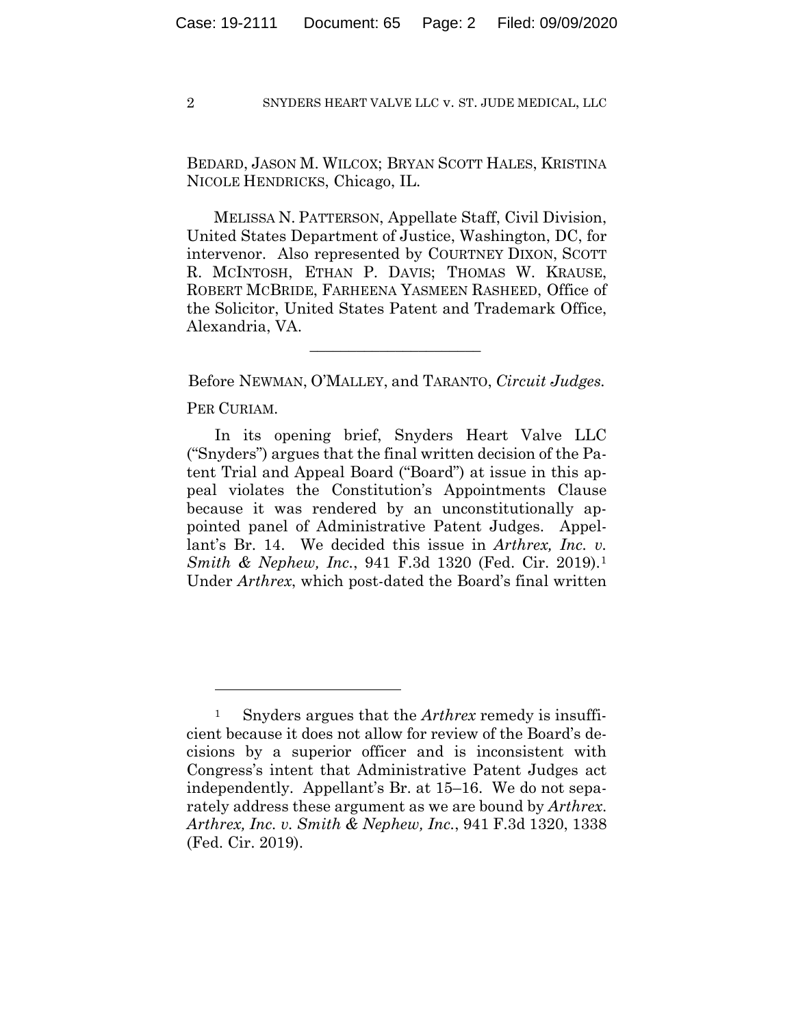BEDARD, JASON M. WILCOX; BRYAN SCOTT HALES, KRISTINA NICOLE HENDRICKS, Chicago, IL.

MELISSA N. PATTERSON, Appellate Staff, Civil Division, United States Department of Justice, Washington, DC, for intervenor. Also represented by COURTNEY DIXON, SCOTT R. MCINTOSH, ETHAN P. DAVIS; THOMAS W. KRAUSE, ROBERT MCBRIDE, FARHEENA YASMEEN RASHEED, Office of the Solicitor, United States Patent and Trademark Office, Alexandria, VA.

---

Before NEWMAN, O'MALLEY, and TARANTO, *Circuit Judges.*

PER CURIAM.

In its opening brief, Snyders Heart Valve LLC ("Snyders") argues that the final written decision of the Patent Trial and Appeal Board ("Board") at issue in this appeal violates the Constitution's Appointments Clause because it was rendered by an unconstitutionally appointed panel of Administrative Patent Judges. Appellant's Br. 14. We decided this issue in *Arthrex, Inc. v. Smith & Nephew, Inc.*, 941 F.3d 1320 (Fed. Cir. 2019).[1] Under *Arthrex*, which post-dated the Board's final written

---

[1] Snyders argues that the *Arthrex* remedy is insufficient because it does not allow for review of the Board's decisions by a superior officer and is inconsistent with Congress's intent that Administrative Patent Judges act independently. Appellant's Br. at 15–16. We do not separately address these argument as we are bound by *Arthrex*. *Arthrex, Inc. v. Smith & Nephew, Inc.*, 941 F.3d 1320, 1338 (Fed. Cir. 2019).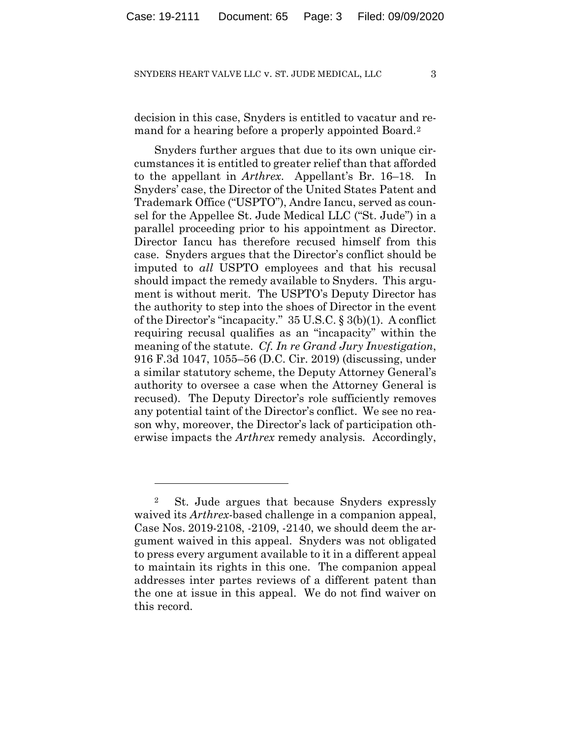decision in this case, Snyders is entitled to vacatur and remand for a hearing before a properly appointed Board.[2]

Snyders further argues that due to its own unique circumstances it is entitled to greater relief than that afforded to the appellant in *Arthrex*. Appellant's Br. 16–18. In Snyders' case, the Director of the United States Patent and Trademark Office ("USPTO"), Andre Iancu, served as counsel for the Appellee St. Jude Medical LLC ("St. Jude") in a parallel proceeding prior to his appointment as Director. Director Iancu has therefore recused himself from this case. Snyders argues that the Director's conflict should be imputed to *all* USPTO employees and that his recusal should impact the remedy available to Snyders. This argument is without merit. The USPTO's Deputy Director has the authority to step into the shoes of Director in the event of the Director's "incapacity." 35 U.S.C. § 3(b)(1). A conflict requiring recusal qualifies as an "incapacity" within the meaning of the statute. *Cf. In re Grand Jury Investigation*, 916 F.3d 1047, 1055–56 (D.C. Cir. 2019) (discussing, under a similar statutory scheme, the Deputy Attorney General's authority to oversee a case when the Attorney General is recused). The Deputy Director's role sufficiently removes any potential taint of the Director's conflict. We see no reason why, moreover, the Director's lack of participation otherwise impacts the *Arthrex* remedy analysis. Accordingly,

---

[2] St. Jude argues that because Snyders expressly waived its *Arthrex*-based challenge in a companion appeal, Case Nos. 2019-2108, -2109, -2140, we should deem the argument waived in this appeal. Snyders was not obligated to press every argument available to it in a different appeal to maintain its rights in this one. The companion appeal addresses inter partes reviews of a different patent than the one at issue in this appeal. We do not find waiver on this record.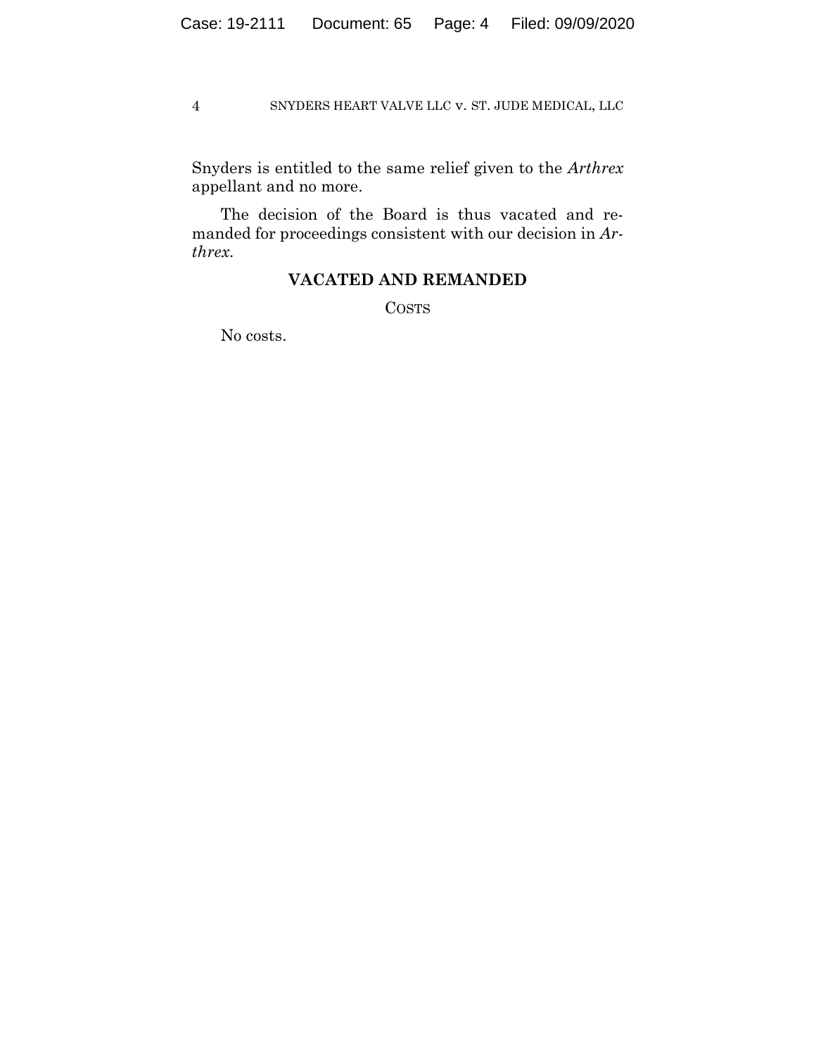Snyders is entitled to the same relief given to the *Arthrex* appellant and no more.

The decision of the Board is thus vacated and remanded for proceedings consistent with our decision in *Arthrex*.

**VACATED AND REMANDED**

COSTS

No costs.